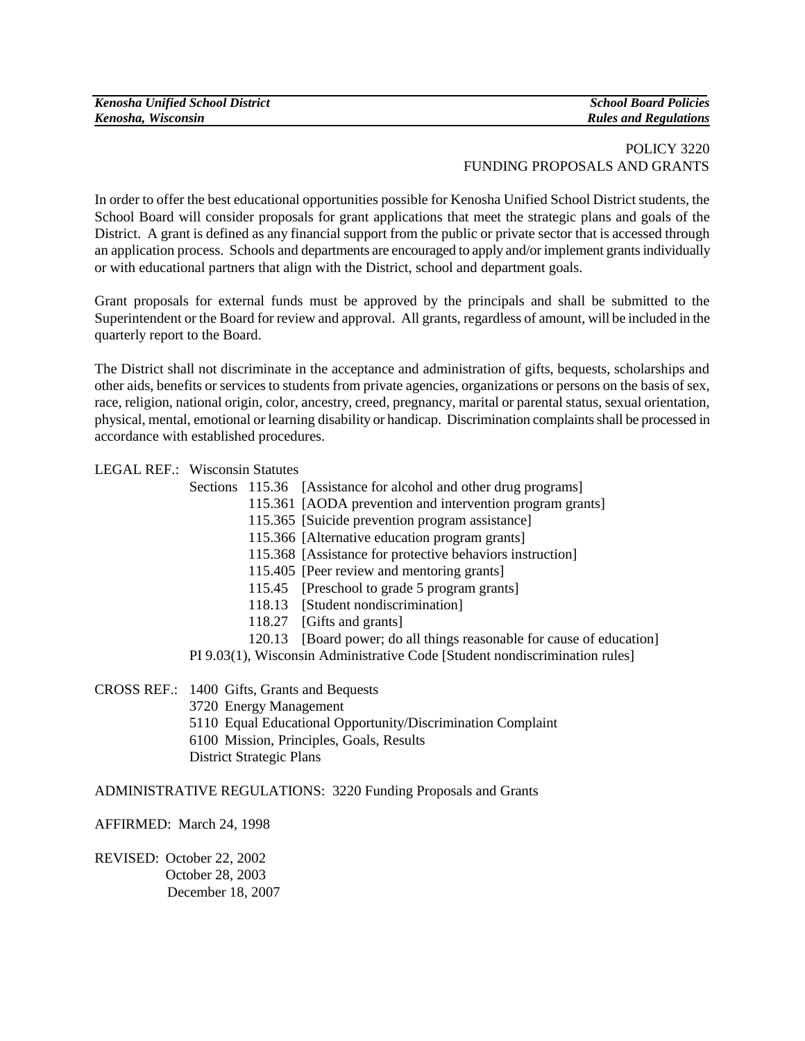*Kenosha Unified School District* — *School Board Policies*
*Kenosha, Wisconsin* — *Rules and Regulations*

# POLICY 3220
## FUNDING PROPOSALS AND GRANTS

In order to offer the best educational opportunities possible for Kenosha Unified School District students, the School Board will consider proposals for grant applications that meet the strategic plans and goals of the District. A grant is defined as any financial support from the public or private sector that is accessed through an application process. Schools and departments are encouraged to apply and/or implement grants individually or with educational partners that align with the District, school and department goals.

Grant proposals for external funds must be approved by the principals and shall be submitted to the Superintendent or the Board for review and approval. All grants, regardless of amount, will be included in the quarterly report to the Board.

The District shall not discriminate in the acceptance and administration of gifts, bequests, scholarships and other aids, benefits or services to students from private agencies, organizations or persons on the basis of sex, race, religion, national origin, color, ancestry, creed, pregnancy, marital or parental status, sexual orientation, physical, mental, emotional or learning disability or handicap. Discrimination complaints shall be processed in accordance with established procedures.

LEGAL REF.: Wisconsin Statutes

- Sections 115.36 [Assistance for alcohol and other drug programs]
- 115.361 [AODA prevention and intervention program grants]
- 115.365 [Suicide prevention program assistance]
- 115.366 [Alternative education program grants]
- 115.368 [Assistance for protective behaviors instruction]
- 115.405 [Peer review and mentoring grants]
- 115.45 [Preschool to grade 5 program grants]
- 118.13 [Student nondiscrimination]
- 118.27 [Gifts and grants]
- 120.13 [Board power; do all things reasonable for cause of education]

PI 9.03(1), Wisconsin Administrative Code [Student nondiscrimination rules]

CROSS REF.:

- 1400 Gifts, Grants and Bequests
- 3720 Energy Management
- 5110 Equal Educational Opportunity/Discrimination Complaint
- 6100 Mission, Principles, Goals, Results
- District Strategic Plans

ADMINISTRATIVE REGULATIONS: 3220 Funding Proposals and Grants

AFFIRMED: March 24, 1998

REVISED: October 22, 2002
October 28, 2003
December 18, 2007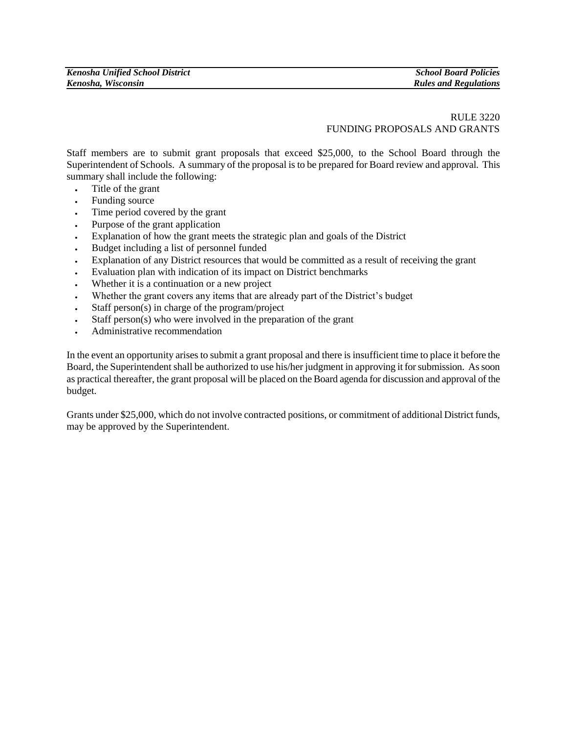## RULE 3220
## FUNDING PROPOSALS AND GRANTS

Staff members are to submit grant proposals that exceed $25,000, to the School Board through the Superintendent of Schools. A summary of the proposal is to be prepared for Board review and approval. This summary shall include the following:

- Title of the grant
- Funding source
- Time period covered by the grant
- Purpose of the grant application
- Explanation of how the grant meets the strategic plan and goals of the District
- Budget including a list of personnel funded
- Explanation of any District resources that would be committed as a result of receiving the grant
- Evaluation plan with indication of its impact on District benchmarks
- Whether it is a continuation or a new project
- Whether the grant covers any items that are already part of the District's budget
- Staff person(s) in charge of the program/project
- Staff person(s) who were involved in the preparation of the grant
- Administrative recommendation

In the event an opportunity arises to submit a grant proposal and there is insufficient time to place it before the Board, the Superintendent shall be authorized to use his/her judgment in approving it for submission. As soon as practical thereafter, the grant proposal will be placed on the Board agenda for discussion and approval of the budget.

Grants under $25,000, which do not involve contracted positions, or commitment of additional District funds, may be approved by the Superintendent.